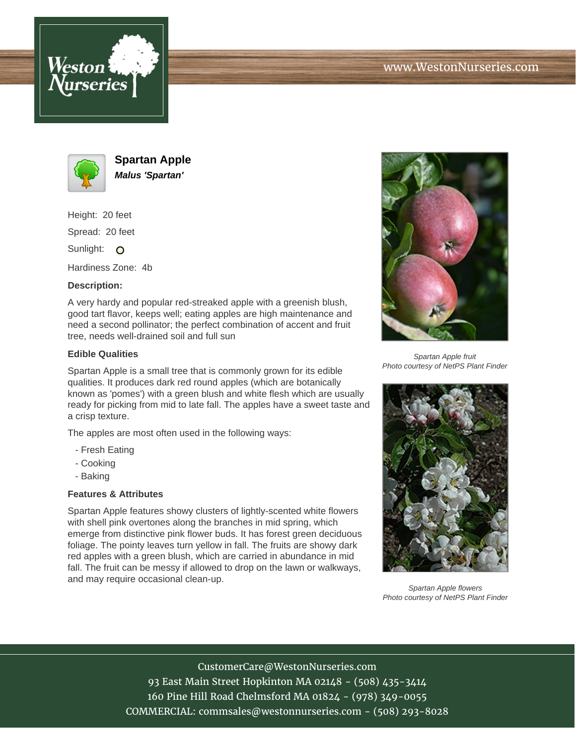www.WestonNurseries.com

# Spartan Apple

***Malus 'Spartan'***

Height: 20 feet

Spread: 20 feet

Sunlight:

Hardiness Zone: 4b

### Description:

A very hardy and popular red-streaked apple with a greenish blush, good tart flavor, keeps well; eating apples are high maintenance and need a second pollinator; the perfect combination of accent and fruit tree, needs well-drained soil and full sun

### Edible Qualities

Spartan Apple is a small tree that is commonly grown for its edible qualities. It produces dark red round apples (which are botanically known as 'pomes') with a green blush and white flesh which are usually ready for picking from mid to late fall. The apples have a sweet taste and a crisp texture.

The apples are most often used in the following ways:

- Fresh Eating
- Cooking
- Baking

### Features & Attributes

Spartan Apple features showy clusters of lightly-scented white flowers with shell pink overtones along the branches in mid spring, which emerge from distinctive pink flower buds. It has forest green deciduous foliage. The pointy leaves turn yellow in fall. The fruits are showy dark red apples with a green blush, which are carried in abundance in mid fall. The fruit can be messy if allowed to drop on the lawn or walkways, and may require occasional clean-up.

*Spartan Apple fruit*
*Photo courtesy of NetPS Plant Finder*

*Spartan Apple flowers*
*Photo courtesy of NetPS Plant Finder*

CustomerCare@WestonNurseries.com
93 East Main Street Hopkinton MA 02148 - (508) 435-3414
160 Pine Hill Road Chelmsford MA 01824 - (978) 349-0055
COMMERCIAL: commsales@westonnurseries.com - (508) 293-8028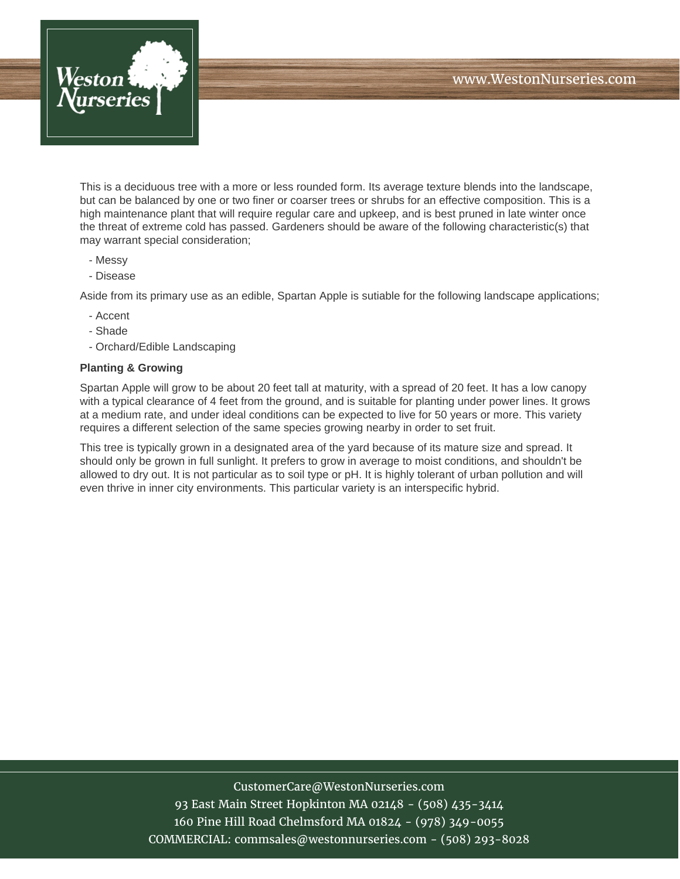This is a deciduous tree with a more or less rounded form. Its average texture blends into the landscape, but can be balanced by one or two finer or coarser trees or shrubs for an effective composition. This is a high maintenance plant that will require regular care and upkeep, and is best pruned in late winter once the threat of extreme cold has passed. Gardeners should be aware of the following characteristic(s) that may warrant special consideration;

- Messy
- Disease

Aside from its primary use as an edible, Spartan Apple is sutiable for the following landscape applications;

- Accent
- Shade
- Orchard/Edible Landscaping

**Planting & Growing**

Spartan Apple will grow to be about 20 feet tall at maturity, with a spread of 20 feet. It has a low canopy with a typical clearance of 4 feet from the ground, and is suitable for planting under power lines. It grows at a medium rate, and under ideal conditions can be expected to live for 50 years or more. This variety requires a different selection of the same species growing nearby in order to set fruit.

This tree is typically grown in a designated area of the yard because of its mature size and spread. It should only be grown in full sunlight. It prefers to grow in average to moist conditions, and shouldn't be allowed to dry out. It is not particular as to soil type or pH. It is highly tolerant of urban pollution and will even thrive in inner city environments. This particular variety is an interspecific hybrid.